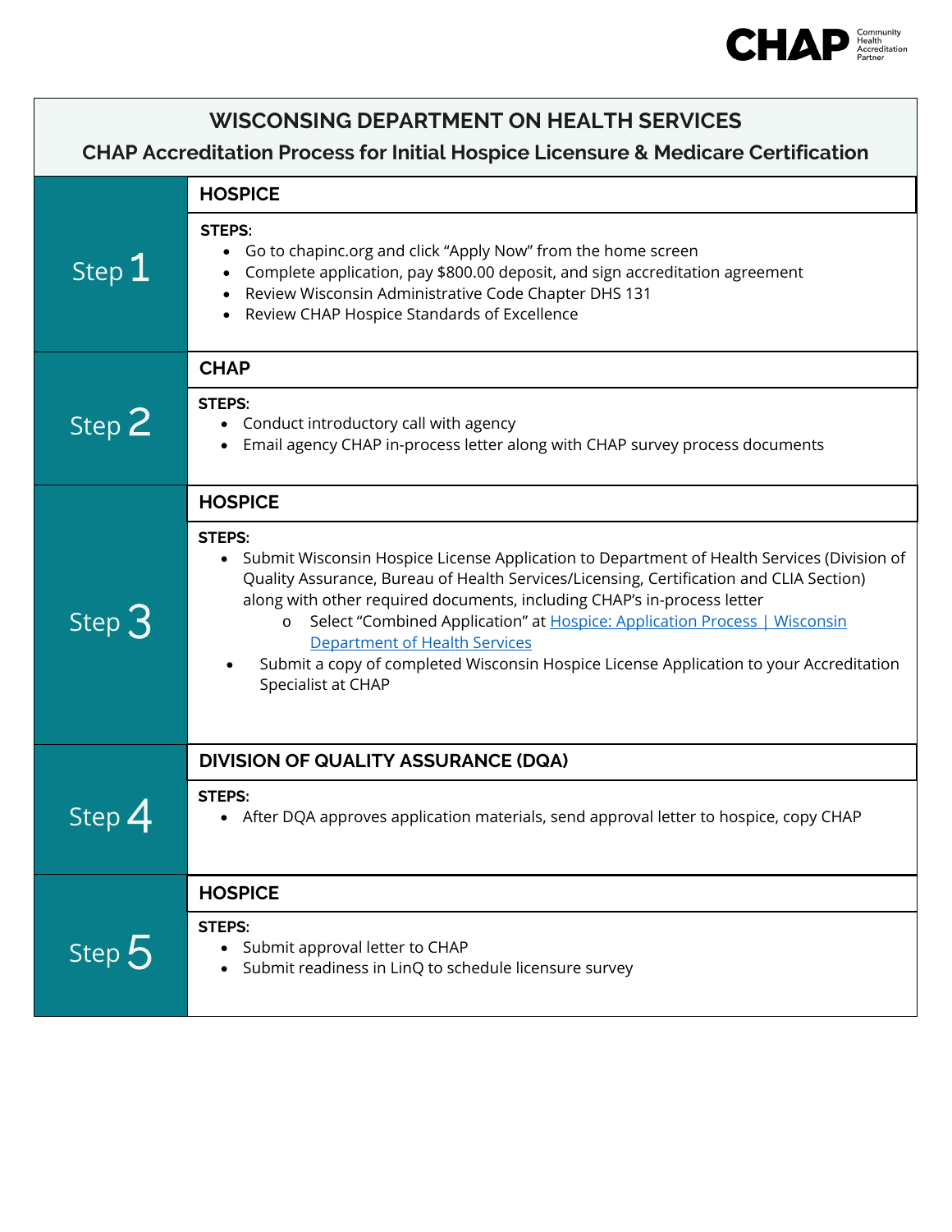# WISCONSING DEPARTMENT ON HEALTH SERVICES

## CHAP Accreditation Process for Initial Hospice Licensure & Medicare Certification

| Step | Details |
| --- | --- |
| Step 1 | **HOSPICE**<br><br>**STEPS:**<br>• Go to chapinc.org and click "Apply Now" from the home screen<br>• Complete application, pay $800.00 deposit, and sign accreditation agreement<br>• Review Wisconsin Administrative Code Chapter DHS 131<br>• Review CHAP Hospice Standards of Excellence |
| Step 2 | **CHAP**<br><br>**STEPS:**<br>• Conduct introductory call with agency<br>• Email agency CHAP in-process letter along with CHAP survey process documents |
| Step 3 | **HOSPICE**<br><br>**STEPS:**<br>• Submit Wisconsin Hospice License Application to Department of Health Services (Division of Quality Assurance, Bureau of Health Services/Licensing, Certification and CLIA Section) along with other required documents, including CHAP's in-process letter<br>&nbsp;&nbsp;&nbsp;&nbsp;o Select "Combined Application" at Hospice: Application Process \| Wisconsin Department of Health Services<br>• Submit a copy of completed Wisconsin Hospice License Application to your Accreditation Specialist at CHAP |
| Step 4 | **DIVISION OF QUALITY ASSURANCE (DQA)**<br><br>**STEPS:**<br>• After DQA approves application materials, send approval letter to hospice, copy CHAP |
| Step 5 | **HOSPICE**<br><br>**STEPS:**<br>• Submit approval letter to CHAP<br>• Submit readiness in LinQ to schedule licensure survey |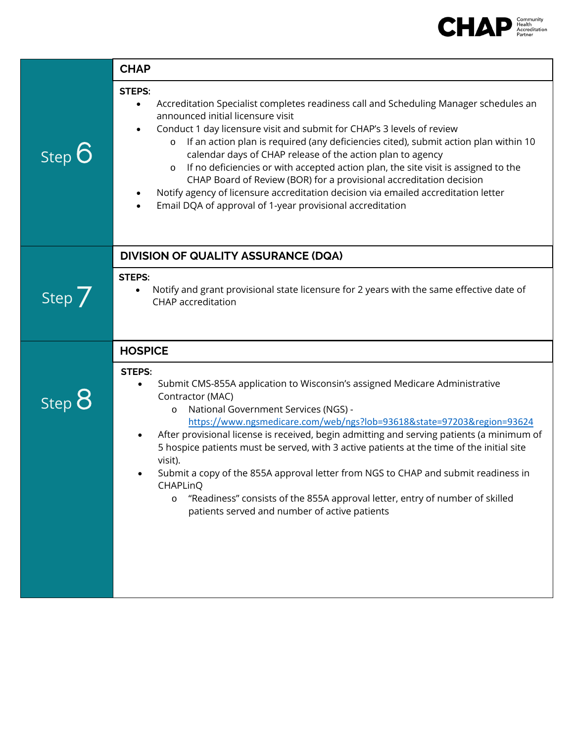## Step 6

### CHAP

**STEPS:**

- Accreditation Specialist completes readiness call and Scheduling Manager schedules an announced initial licensure visit
- Conduct 1 day licensure visit and submit for CHAP's 3 levels of review
  - If an action plan is required (any deficiencies cited), submit action plan within 10 calendar days of CHAP release of the action plan to agency
  - If no deficiencies or with accepted action plan, the site visit is assigned to the CHAP Board of Review (BOR) for a provisional accreditation decision
- Notify agency of licensure accreditation decision via emailed accreditation letter
- Email DQA of approval of 1-year provisional accreditation

## Step 7

### DIVISION OF QUALITY ASSURANCE (DQA)

**STEPS:**

- Notify and grant provisional state licensure for 2 years with the same effective date of CHAP accreditation

## Step 8

### HOSPICE

**STEPS:**

- Submit CMS-855A application to Wisconsin's assigned Medicare Administrative Contractor (MAC)
  - National Government Services (NGS) - https://www.ngsmedicare.com/web/ngs?lob=93618&state=97203&region=93624
- After provisional license is received, begin admitting and serving patients (a minimum of 5 hospice patients must be served, with 3 active patients at the time of the initial site visit).
- Submit a copy of the 855A approval letter from NGS to CHAP and submit readiness in CHAPLinQ
  - "Readiness" consists of the 855A approval letter, entry of number of skilled patients served and number of active patients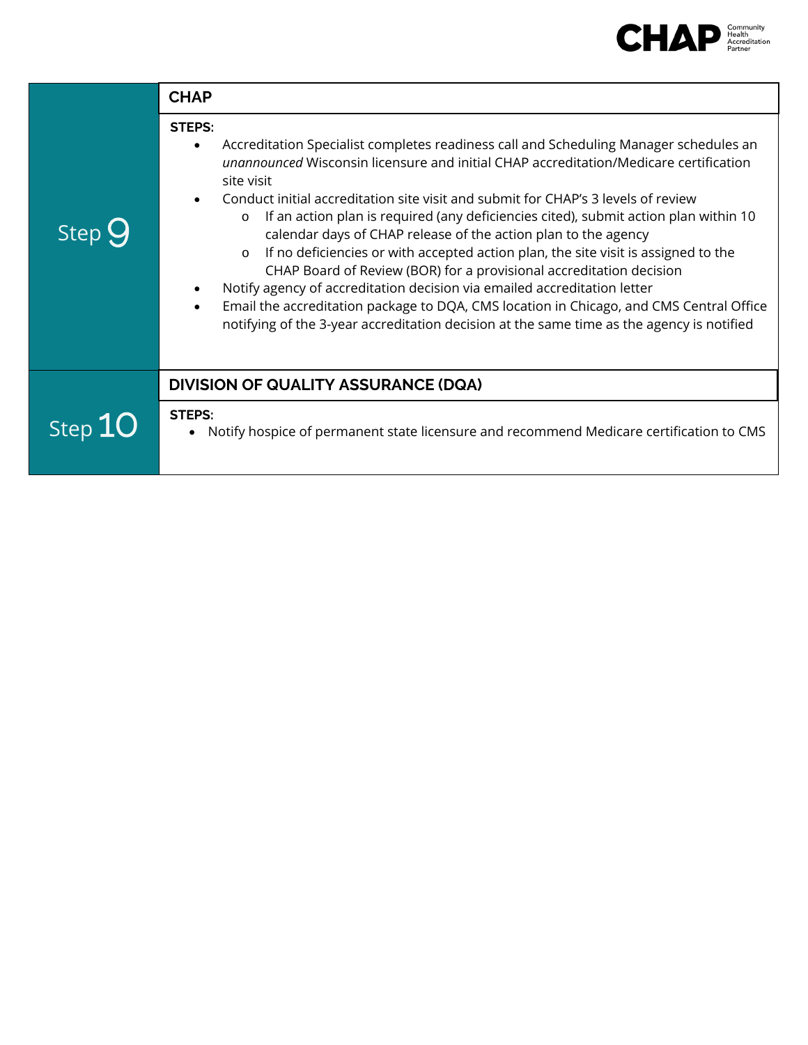## Step 9

### CHAP

**STEPS**:

- Accreditation Specialist completes readiness call and Scheduling Manager schedules an *unannounced* Wisconsin licensure and initial CHAP accreditation/Medicare certification site visit
- Conduct initial accreditation site visit and submit for CHAP's 3 levels of review
  - If an action plan is required (any deficiencies cited), submit action plan within 10 calendar days of CHAP release of the action plan to the agency
  - If no deficiencies or with accepted action plan, the site visit is assigned to the CHAP Board of Review (BOR) for a provisional accreditation decision
- Notify agency of accreditation decision via emailed accreditation letter
- Email the accreditation package to DQA, CMS location in Chicago, and CMS Central Office notifying of the 3-year accreditation decision at the same time as the agency is notified

## Step 10

### DIVISION OF QUALITY ASSURANCE (DQA)

**STEPS**:

- Notify hospice of permanent state licensure and recommend Medicare certification to CMS